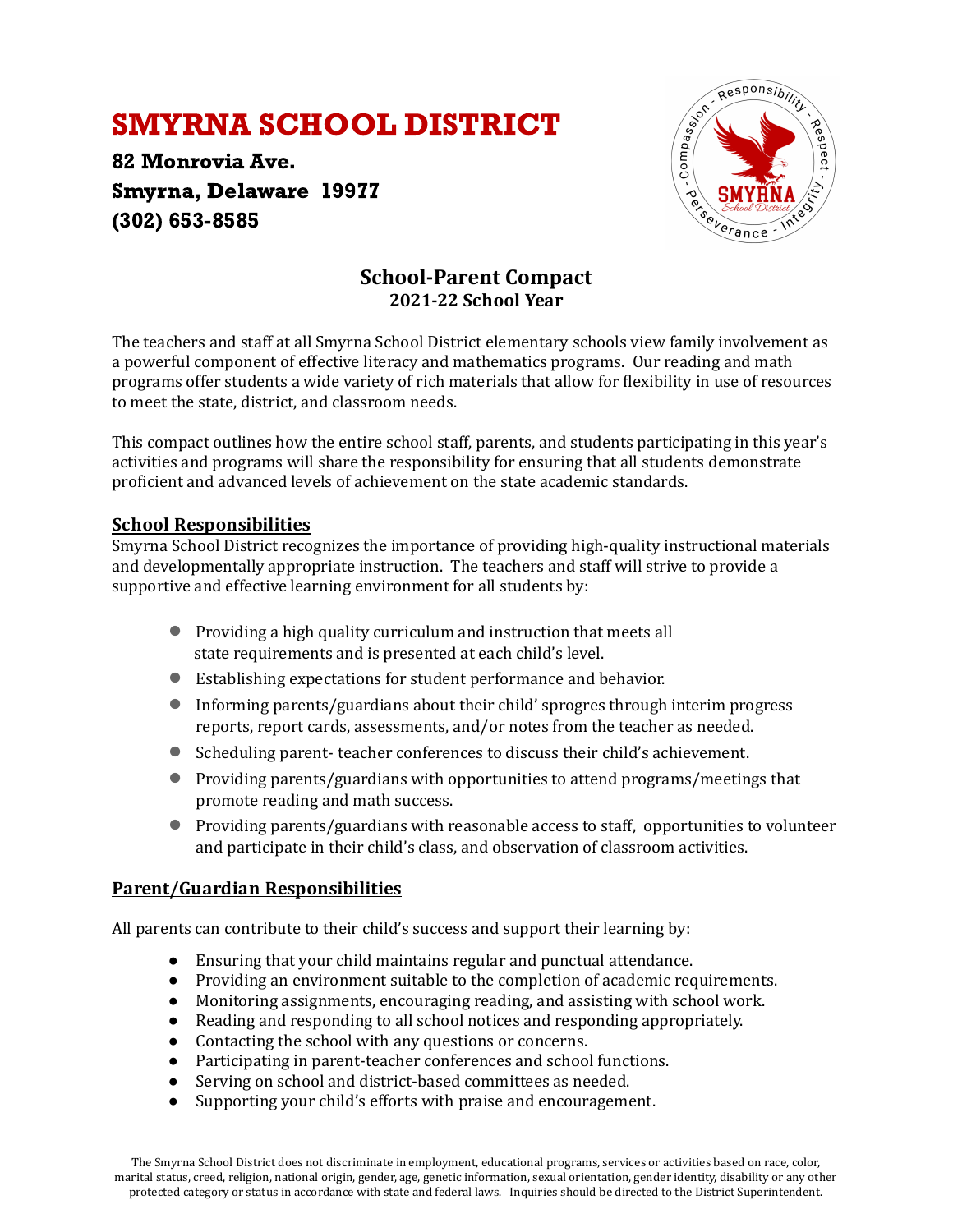# SMYRNA SCHOOL DISTRICT

**82 Monrovia Ave.**
**Smyrna, Delaware 19977**
**(302) 653-8585**

## School-Parent Compact
### 2021-22 School Year

The teachers and staff at all Smyrna School District elementary schools view family involvement as a powerful component of effective literacy and mathematics programs. Our reading and math programs offer students a wide variety of rich materials that allow for flexibility in use of resources to meet the state, district, and classroom needs.

This compact outlines how the entire school staff, parents, and students participating in this year's activities and programs will share the responsibility for ensuring that all students demonstrate proficient and advanced levels of achievement on the state academic standards.

### School Responsibilities

Smyrna School District recognizes the importance of providing high-quality instructional materials and developmentally appropriate instruction. The teachers and staff will strive to provide a supportive and effective learning environment for all students by:

- Providing a high quality curriculum and instruction that meets all state requirements and is presented at each child's level.
- Establishing expectations for student performance and behavior.
- Informing parents/guardians about their child' sprogres through interim progress reports, report cards, assessments, and/or notes from the teacher as needed.
- Scheduling parent- teacher conferences to discuss their child's achievement.
- Providing parents/guardians with opportunities to attend programs/meetings that promote reading and math success.
- Providing parents/guardians with reasonable access to staff, opportunities to volunteer and participate in their child's class, and observation of classroom activities.

### Parent/Guardian Responsibilities

All parents can contribute to their child's success and support their learning by:

- Ensuring that your child maintains regular and punctual attendance.
- Providing an environment suitable to the completion of academic requirements.
- Monitoring assignments, encouraging reading, and assisting with school work.
- Reading and responding to all school notices and responding appropriately.
- Contacting the school with any questions or concerns.
- Participating in parent-teacher conferences and school functions.
- Serving on school and district-based committees as needed.
- Supporting your child's efforts with praise and encouragement.

The Smyrna School District does not discriminate in employment, educational programs, services or activities based on race, color, marital status, creed, religion, national origin, gender, age, genetic information, sexual orientation, gender identity, disability or any other protected category or status in accordance with state and federal laws. Inquiries should be directed to the District Superintendent.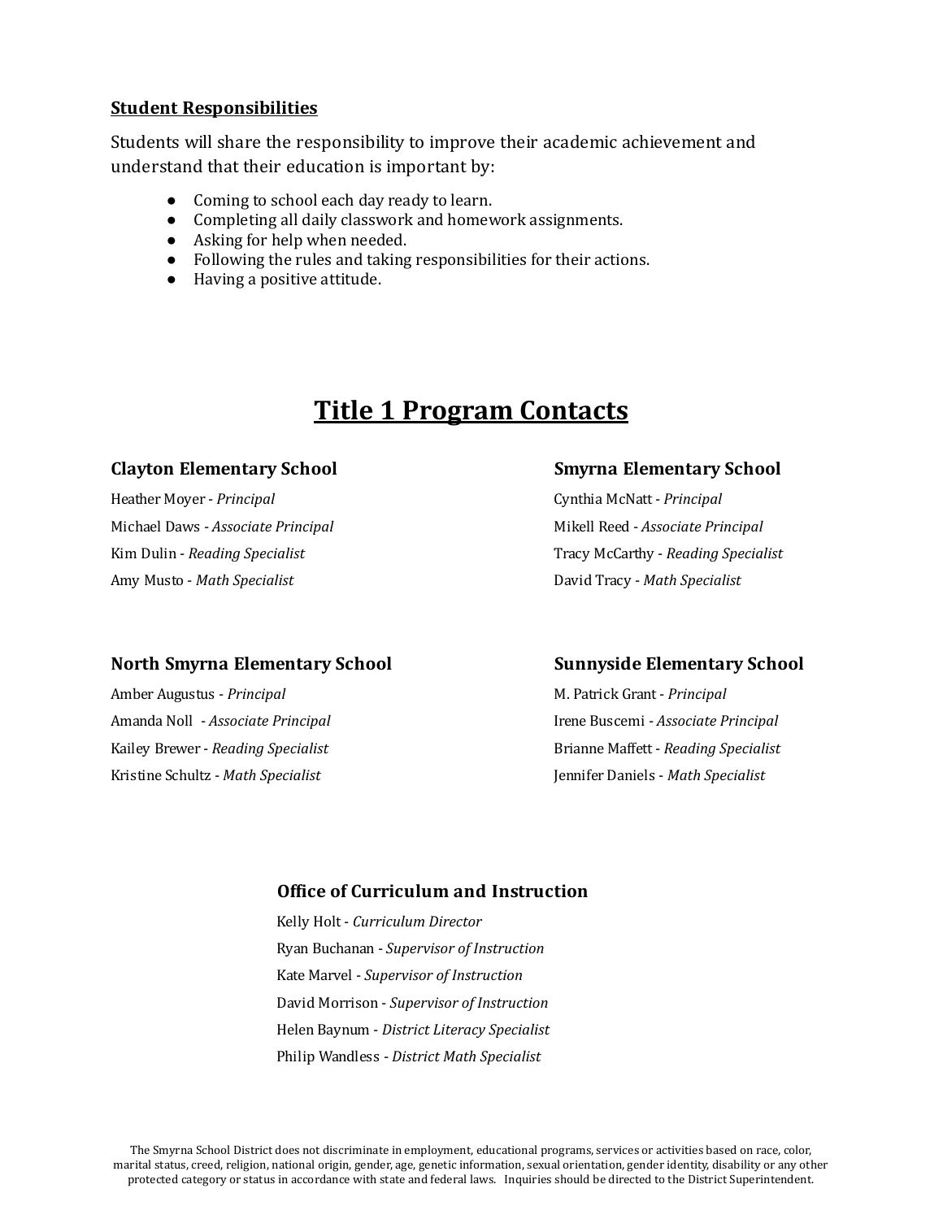**Student Responsibilities**

Students will share the responsibility to improve their academic achievement and understand that their education is important by:

- Coming to school each day ready to learn.
- Completing all daily classwork and homework assignments.
- Asking for help when needed.
- Following the rules and taking responsibilities for their actions.
- Having a positive attitude.

# Title 1 Program Contacts

### Clayton Elementary School

Heather Moyer - *Principal*

Michael Daws - *Associate Principal*

Kim Dulin - *Reading Specialist*

Amy Musto - *Math Specialist*

### Smyrna Elementary School

Cynthia McNatt - *Principal*

Mikell Reed - *Associate Principal*

Tracy McCarthy - *Reading Specialist*

David Tracy - *Math Specialist*

### North Smyrna Elementary School

Amber Augustus - *Principal*

Amanda Noll - *Associate Principal*

Kailey Brewer - *Reading Specialist*

Kristine Schultz - *Math Specialist*

### Sunnyside Elementary School

M. Patrick Grant - *Principal*

Irene Buscemi - *Associate Principal*

Brianne Maffett - *Reading Specialist*

Jennifer Daniels - *Math Specialist*

### Office of Curriculum and Instruction

Kelly Holt - *Curriculum Director*

Ryan Buchanan - *Supervisor of Instruction*

Kate Marvel - *Supervisor of Instruction*

David Morrison - *Supervisor of Instruction*

Helen Baynum - *District Literacy Specialist*

Philip Wandless - *District Math Specialist*

The Smyrna School District does not discriminate in employment, educational programs, services or activities based on race, color, marital status, creed, religion, national origin, gender, age, genetic information, sexual orientation, gender identity, disability or any other protected category or status in accordance with state and federal laws. Inquiries should be directed to the District Superintendent.